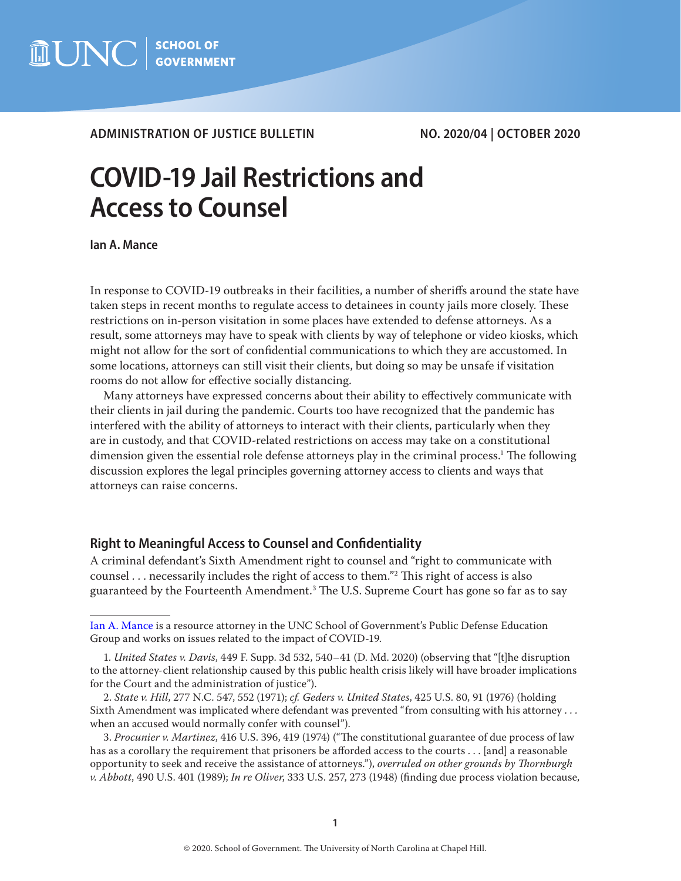ADMINISTRATION OF JUSTICE BULLETIN NO. 2020/04 | OCTOBER 2020

# COVID-19 Jail Restrictions and Access to Counsel

**Ian A. Mance**

In response to COVID-19 outbreaks in their facilities, a number of sheriffs around the state have taken steps in recent months to regulate access to detainees in county jails more closely. These restrictions on in-person visitation in some places have extended to defense attorneys. As a result, some attorneys may have to speak with clients by way of telephone or video kiosks, which might not allow for the sort of confidential communications to which they are accustomed. In some locations, attorneys can still visit their clients, but doing so may be unsafe if visitation rooms do not allow for effective socially distancing.

Many attorneys have expressed concerns about their ability to effectively communicate with their clients in jail during the pandemic. Courts too have recognized that the pandemic has interfered with the ability of attorneys to interact with their clients, particularly when they are in custody, and that COVID-related restrictions on access may take on a constitutional dimension given the essential role defense attorneys play in the criminal process.[1] The following discussion explores the legal principles governing attorney access to clients and ways that attorneys can raise concerns.

## Right to Meaningful Access to Counsel and Confidentiality

A criminal defendant's Sixth Amendment right to counsel and "right to communicate with counsel . . . necessarily includes the right of access to them."[2] This right of access is also guaranteed by the Fourteenth Amendment.[3] The U.S. Supreme Court has gone so far as to say

---

Ian A. Mance is a resource attorney in the UNC School of Government's Public Defense Education Group and works on issues related to the impact of COVID-19.

1. *United States v. Davis*, 449 F. Supp. 3d 532, 540–41 (D. Md. 2020) (observing that "[t]he disruption to the attorney-client relationship caused by this public health crisis likely will have broader implications for the Court and the administration of justice").

2. *State v. Hill*, 277 N.C. 547, 552 (1971); *cf. Geders v. United States*, 425 U.S. 80, 91 (1976) (holding Sixth Amendment was implicated where defendant was prevented "from consulting with his attorney . . . when an accused would normally confer with counsel").

3. *Procunier v. Martinez*, 416 U.S. 396, 419 (1974) ("The constitutional guarantee of due process of law has as a corollary the requirement that prisoners be afforded access to the courts . . . [and] a reasonable opportunity to seek and receive the assistance of attorneys."), *overruled on other grounds by Thornburgh v. Abbott*, 490 U.S. 401 (1989); *In re Oliver*, 333 U.S. 257, 273 (1948) (finding due process violation because,

© 2020. School of Government. The University of North Carolina at Chapel Hill.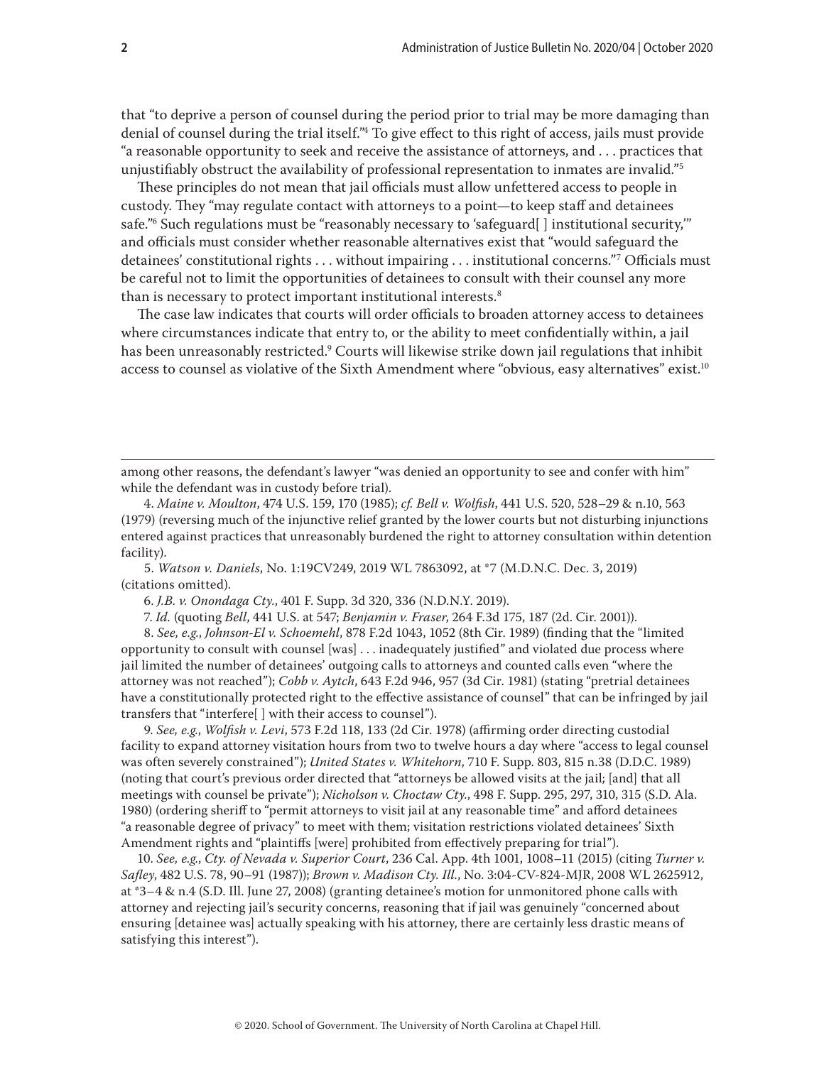that "to deprive a person of counsel during the period prior to trial may be more damaging than denial of counsel during the trial itself."[4] To give effect to this right of access, jails must provide "a reasonable opportunity to seek and receive the assistance of attorneys, and . . . practices that unjustifiably obstruct the availability of professional representation to inmates are invalid."[5]

These principles do not mean that jail officials must allow unfettered access to people in custody. They "may regulate contact with attorneys to a point—to keep staff and detainees safe."[6] Such regulations must be "reasonably necessary to 'safeguard[ ] institutional security,'" and officials must consider whether reasonable alternatives exist that "would safeguard the detainees' constitutional rights . . . without impairing . . . institutional concerns."[7] Officials must be careful not to limit the opportunities of detainees to consult with their counsel any more than is necessary to protect important institutional interests.[8]

The case law indicates that courts will order officials to broaden attorney access to detainees where circumstances indicate that entry to, or the ability to meet confidentially within, a jail has been unreasonably restricted.[9] Courts will likewise strike down jail regulations that inhibit access to counsel as violative of the Sixth Amendment where "obvious, easy alternatives" exist.[10]

---

among other reasons, the defendant's lawyer "was denied an opportunity to see and confer with him" while the defendant was in custody before trial).

4. *Maine v. Moulton*, 474 U.S. 159, 170 (1985); *cf. Bell v. Wolfish*, 441 U.S. 520, 528–29 & n.10, 563 (1979) (reversing much of the injunctive relief granted by the lower courts but not disturbing injunctions entered against practices that unreasonably burdened the right to attorney consultation within detention facility).

5. *Watson v. Daniels*, No. 1:19CV249, 2019 WL 7863092, at *7 (M.D.N.C. Dec. 3, 2019) (citations omitted).

6. *J.B. v. Onondaga Cty.*, 401 F. Supp. 3d 320, 336 (N.D.N.Y. 2019).

7. *Id.* (quoting *Bell*, 441 U.S. at 547; *Benjamin v. Fraser*, 264 F.3d 175, 187 (2d. Cir. 2001)).

8. *See, e.g.*, *Johnson-El v. Schoemehl*, 878 F.2d 1043, 1052 (8th Cir. 1989) (finding that the "limited opportunity to consult with counsel [was] . . . inadequately justified" and violated due process where jail limited the number of detainees' outgoing calls to attorneys and counted calls even "where the attorney was not reached"); *Cobb v. Aytch*, 643 F.2d 946, 957 (3d Cir. 1981) (stating "pretrial detainees have a constitutionally protected right to the effective assistance of counsel" that can be infringed by jail transfers that "interfere[ ] with their access to counsel").

9. *See, e.g.*, *Wolfish v. Levi*, 573 F.2d 118, 133 (2d Cir. 1978) (affirming order directing custodial facility to expand attorney visitation hours from two to twelve hours a day where "access to legal counsel was often severely constrained"); *United States v. Whitehorn*, 710 F. Supp. 803, 815 n.38 (D.D.C. 1989) (noting that court's previous order directed that "attorneys be allowed visits at the jail; [and] that all meetings with counsel be private"); *Nicholson v. Choctaw Cty.*, 498 F. Supp. 295, 297, 310, 315 (S.D. Ala. 1980) (ordering sheriff to "permit attorneys to visit jail at any reasonable time" and afford detainees "a reasonable degree of privacy" to meet with them; visitation restrictions violated detainees' Sixth Amendment rights and "plaintiffs [were] prohibited from effectively preparing for trial").

10. *See, e.g.*, *Cty. of Nevada v. Superior Court*, 236 Cal. App. 4th 1001, 1008–11 (2015) (citing *Turner v. Safley*, 482 U.S. 78, 90–91 (1987)); *Brown v. Madison Cty. Ill.*, No. 3:04-CV-824-MJR, 2008 WL 2625912, at *3–4 & n.4 (S.D. Ill. June 27, 2008) (granting detainee's motion for unmonitored phone calls with attorney and rejecting jail's security concerns, reasoning that if jail was genuinely "concerned about ensuring [detainee was] actually speaking with his attorney, there are certainly less drastic means of satisfying this interest").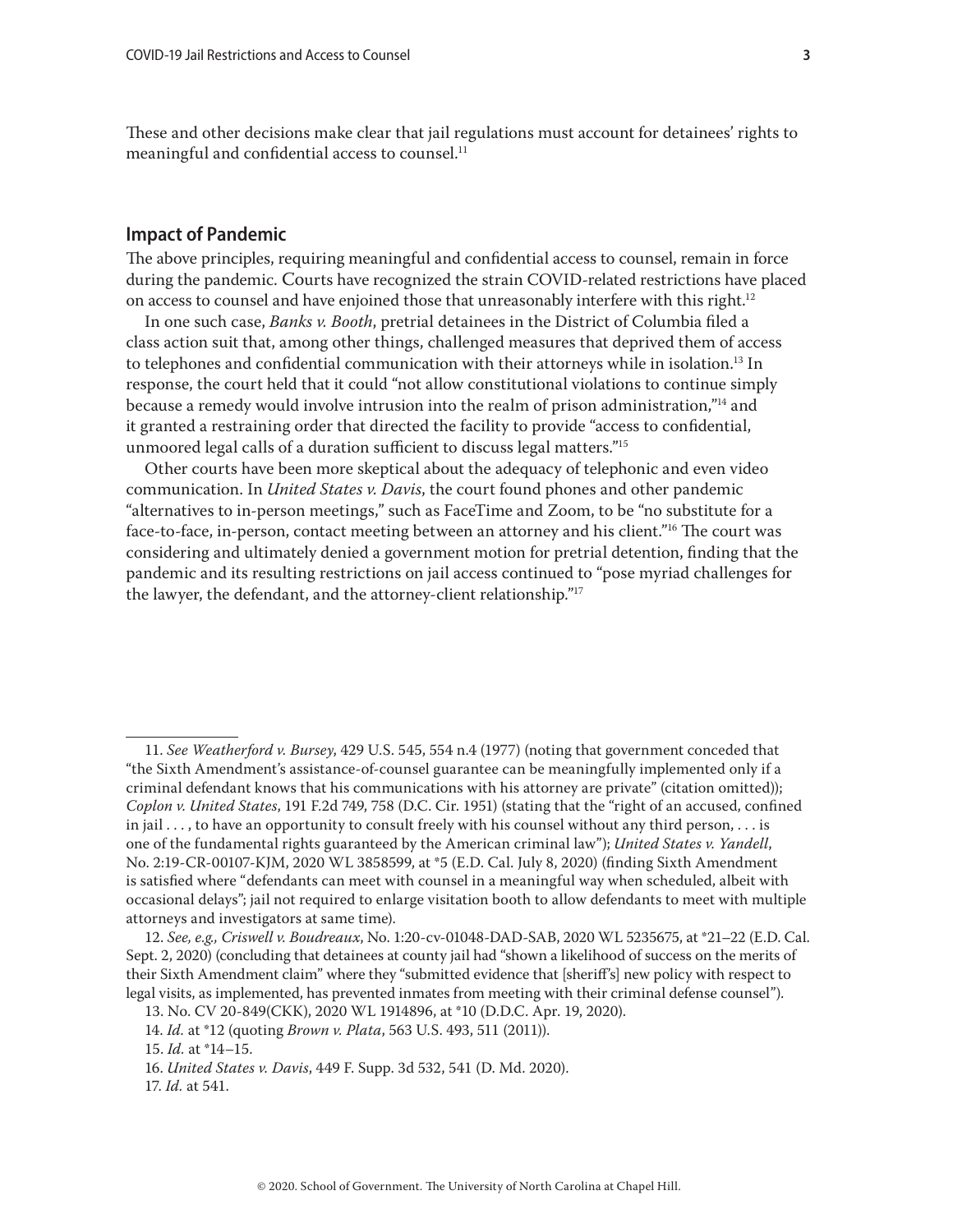These and other decisions make clear that jail regulations must account for detainees' rights to meaningful and confidential access to counsel.[11]

## Impact of Pandemic

The above principles, requiring meaningful and confidential access to counsel, remain in force during the pandemic. Courts have recognized the strain COVID-related restrictions have placed on access to counsel and have enjoined those that unreasonably interfere with this right.[12]

In one such case, *Banks v. Booth*, pretrial detainees in the District of Columbia filed a class action suit that, among other things, challenged measures that deprived them of access to telephones and confidential communication with their attorneys while in isolation.[13] In response, the court held that it could "not allow constitutional violations to continue simply because a remedy would involve intrusion into the realm of prison administration,"[14] and it granted a restraining order that directed the facility to provide "access to confidential, unmoored legal calls of a duration sufficient to discuss legal matters."[15]

Other courts have been more skeptical about the adequacy of telephonic and even video communication. In *United States v. Davis*, the court found phones and other pandemic "alternatives to in-person meetings," such as FaceTime and Zoom, to be "no substitute for a face-to-face, in-person, contact meeting between an attorney and his client."[16] The court was considering and ultimately denied a government motion for pretrial detention, finding that the pandemic and its resulting restrictions on jail access continued to "pose myriad challenges for the lawyer, the defendant, and the attorney-client relationship."[17]

---

11. *See Weatherford v. Bursey*, 429 U.S. 545, 554 n.4 (1977) (noting that government conceded that "the Sixth Amendment's assistance-of-counsel guarantee can be meaningfully implemented only if a criminal defendant knows that his communications with his attorney are private" (citation omitted)); *Coplon v. United States*, 191 F.2d 749, 758 (D.C. Cir. 1951) (stating that the "right of an accused, confined in jail . . . , to have an opportunity to consult freely with his counsel without any third person, . . . is one of the fundamental rights guaranteed by the American criminal law"); *United States v. Yandell*, No. 2:19-CR-00107-KJM, 2020 WL 3858599, at *5 (E.D. Cal. July 8, 2020) (finding Sixth Amendment is satisfied where "defendants can meet with counsel in a meaningful way when scheduled, albeit with occasional delays"; jail not required to enlarge visitation booth to allow defendants to meet with multiple attorneys and investigators at same time).

12. *See, e.g., Criswell v. Boudreaux*, No. 1:20-cv-01048-DAD-SAB, 2020 WL 5235675, at *21–22 (E.D. Cal. Sept. 2, 2020) (concluding that detainees at county jail had "shown a likelihood of success on the merits of their Sixth Amendment claim" where they "submitted evidence that [sheriff's] new policy with respect to legal visits, as implemented, has prevented inmates from meeting with their criminal defense counsel").

13. No. CV 20-849(CKK), 2020 WL 1914896, at *10 (D.D.C. Apr. 19, 2020).

14. *Id.* at *12 (quoting *Brown v. Plata*, 563 U.S. 493, 511 (2011)).

15. *Id.* at *14–15.

16. *United States v. Davis*, 449 F. Supp. 3d 532, 541 (D. Md. 2020).

17. *Id.* at 541.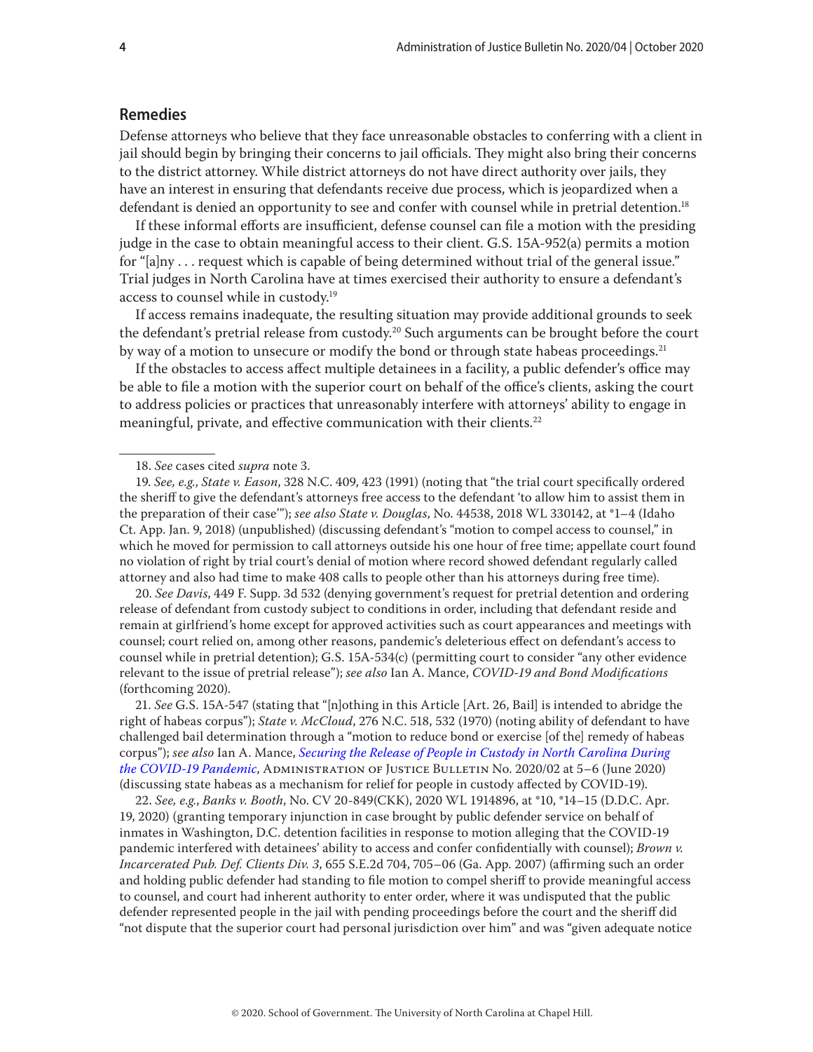## Remedies

Defense attorneys who believe that they face unreasonable obstacles to conferring with a client in jail should begin by bringing their concerns to jail officials. They might also bring their concerns to the district attorney. While district attorneys do not have direct authority over jails, they have an interest in ensuring that defendants receive due process, which is jeopardized when a defendant is denied an opportunity to see and confer with counsel while in pretrial detention.[18]

If these informal efforts are insufficient, defense counsel can file a motion with the presiding judge in the case to obtain meaningful access to their client. G.S. 15A-952(a) permits a motion for "[a]ny . . . request which is capable of being determined without trial of the general issue." Trial judges in North Carolina have at times exercised their authority to ensure a defendant's access to counsel while in custody.[19]

If access remains inadequate, the resulting situation may provide additional grounds to seek the defendant's pretrial release from custody.[20] Such arguments can be brought before the court by way of a motion to unsecure or modify the bond or through state habeas proceedings.[21]

If the obstacles to access affect multiple detainees in a facility, a public defender's office may be able to file a motion with the superior court on behalf of the office's clients, asking the court to address policies or practices that unreasonably interfere with attorneys' ability to engage in meaningful, private, and effective communication with their clients.[22]

---

18. *See* cases cited *supra* note 3.

19. *See, e.g.*, *State v. Eason*, 328 N.C. 409, 423 (1991) (noting that "the trial court specifically ordered the sheriff to give the defendant's attorneys free access to the defendant 'to allow him to assist them in the preparation of their case'"); *see also State v. Douglas*, No. 44538, 2018 WL 330142, at *1–4 (Idaho Ct. App. Jan. 9, 2018) (unpublished) (discussing defendant's "motion to compel access to counsel," in which he moved for permission to call attorneys outside his one hour of free time; appellate court found no violation of right by trial court's denial of motion where record showed defendant regularly called attorney and also had time to make 408 calls to people other than his attorneys during free time).

20. *See Davis*, 449 F. Supp. 3d 532 (denying government's request for pretrial detention and ordering release of defendant from custody subject to conditions in order, including that defendant reside and remain at girlfriend's home except for approved activities such as court appearances and meetings with counsel; court relied on, among other reasons, pandemic's deleterious effect on defendant's access to counsel while in pretrial detention); G.S. 15A-534(c) (permitting court to consider "any other evidence relevant to the issue of pretrial release"); *see also* Ian A. Mance, *COVID-19 and Bond Modifications* (forthcoming 2020).

21. *See* G.S. 15A-547 (stating that "[n]othing in this Article [Art. 26, Bail] is intended to abridge the right of habeas corpus"); *State v. McCloud*, 276 N.C. 518, 532 (1970) (noting ability of defendant to have challenged bail determination through a "motion to reduce bond or exercise [of the] remedy of habeas corpus"); *see also* Ian A. Mance, *Securing the Release of People in Custody in North Carolina During the COVID-19 Pandemic*, Administration of Justice Bulletin No. 2020/02 at 5–6 (June 2020) (discussing state habeas as a mechanism for relief for people in custody affected by COVID-19).

22. *See, e.g.*, *Banks v. Booth*, No. CV 20-849(CKK), 2020 WL 1914896, at *10, *14–15 (D.D.C. Apr. 19, 2020) (granting temporary injunction in case brought by public defender service on behalf of inmates in Washington, D.C. detention facilities in response to motion alleging that the COVID-19 pandemic interfered with detainees' ability to access and confer confidentially with counsel); *Brown v. Incarcerated Pub. Def. Clients Div. 3*, 655 S.E.2d 704, 705–06 (Ga. App. 2007) (affirming such an order and holding public defender had standing to file motion to compel sheriff to provide meaningful access to counsel, and court had inherent authority to enter order, where it was undisputed that the public defender represented people in the jail with pending proceedings before the court and the sheriff did "not dispute that the superior court had personal jurisdiction over him" and was "given adequate notice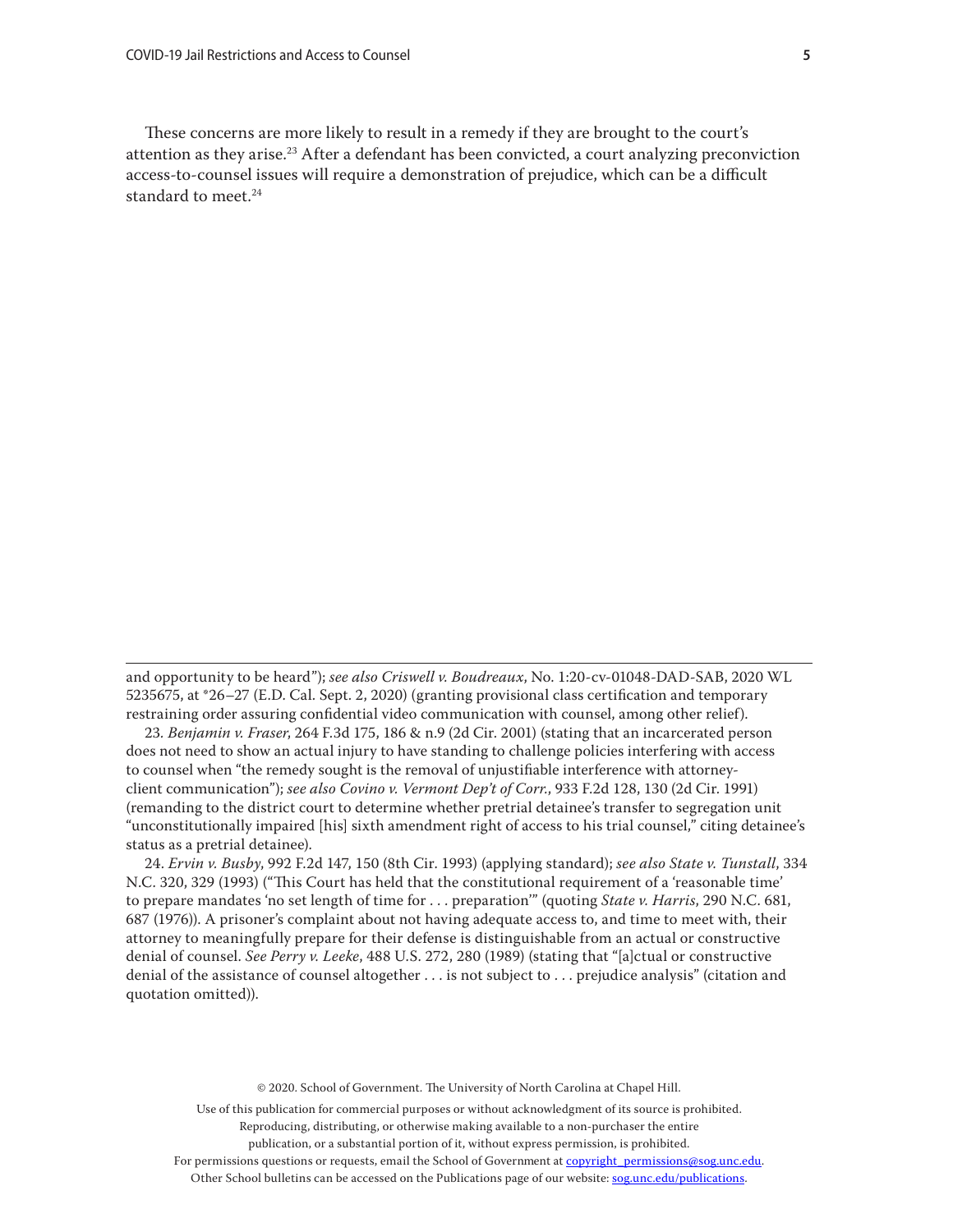These concerns are more likely to result in a remedy if they are brought to the court's attention as they arise.[23] After a defendant has been convicted, a court analyzing preconviction access-to-counsel issues will require a demonstration of prejudice, which can be a difficult standard to meet.[24]

---

and opportunity to be heard"); *see also Criswell v. Boudreaux*, No. 1:20-cv-01048-DAD-SAB, 2020 WL 5235675, at *26–27 (E.D. Cal. Sept. 2, 2020) (granting provisional class certification and temporary restraining order assuring confidential video communication with counsel, among other relief).

23. *Benjamin v. Fraser*, 264 F.3d 175, 186 & n.9 (2d Cir. 2001) (stating that an incarcerated person does not need to show an actual injury to have standing to challenge policies interfering with access to counsel when "the remedy sought is the removal of unjustifiable interference with attorney-client communication"); *see also Covino v. Vermont Dep't of Corr.*, 933 F.2d 128, 130 (2d Cir. 1991) (remanding to the district court to determine whether pretrial detainee's transfer to segregation unit "unconstitutionally impaired [his] sixth amendment right of access to his trial counsel," citing detainee's status as a pretrial detainee).

24. *Ervin v. Busby*, 992 F.2d 147, 150 (8th Cir. 1993) (applying standard); *see also State v. Tunstall*, 334 N.C. 320, 329 (1993) ("This Court has held that the constitutional requirement of a 'reasonable time' to prepare mandates 'no set length of time for . . . preparation'" (quoting *State v. Harris*, 290 N.C. 681, 687 (1976)). A prisoner's complaint about not having adequate access to, and time to meet with, their attorney to meaningfully prepare for their defense is distinguishable from an actual or constructive denial of counsel. *See Perry v. Leeke*, 488 U.S. 272, 280 (1989) (stating that "[a]ctual or constructive denial of the assistance of counsel altogether . . . is not subject to . . . prejudice analysis" (citation and quotation omitted)).

© 2020. School of Government. The University of North Carolina at Chapel Hill.

Use of this publication for commercial purposes or without acknowledgment of its source is prohibited. Reproducing, distributing, or otherwise making available to a non-purchaser the entire publication, or a substantial portion of it, without express permission, is prohibited.

For permissions questions or requests, email the School of Government at copyright_permissions@sog.unc.edu. Other School bulletins can be accessed on the Publications page of our website: sog.unc.edu/publications.